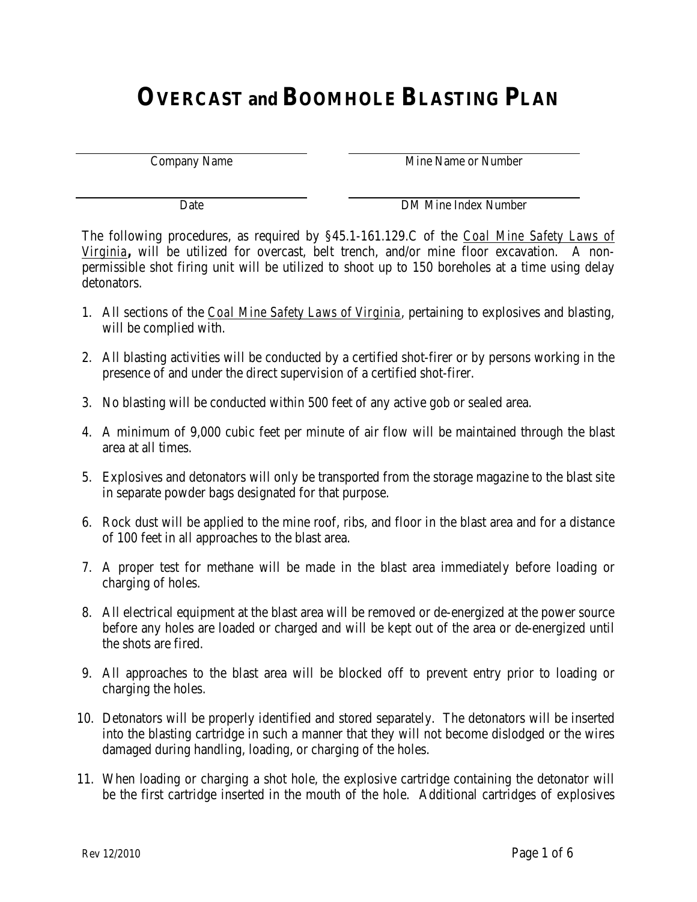# Overcast and Boomhole Blasting Plan

| | |
|---|---|
| Company Name | Mine Name or Number |
| Date | DM Mine Index Number |

The following procedures, as required by §45.1-161.129.C of the Coal Mine Safety Laws of Virginia**,** will be utilized for overcast, belt trench, and/or mine floor excavation. A non-permissible shot firing unit will be utilized to shoot up to 150 boreholes at a time using delay detonators.

1. All sections of the Coal Mine Safety Laws of Virginia, pertaining to explosives and blasting, will be complied with.

2. All blasting activities will be conducted by a certified shot-firer or by persons working in the presence of and under the direct supervision of a certified shot-firer.

3. No blasting will be conducted within 500 feet of any active gob or sealed area.

4. A minimum of 9,000 cubic feet per minute of air flow will be maintained through the blast area at all times.

5. Explosives and detonators will only be transported from the storage magazine to the blast site in separate powder bags designated for that purpose.

6. Rock dust will be applied to the mine roof, ribs, and floor in the blast area and for a distance of 100 feet in all approaches to the blast area.

7. A proper test for methane will be made in the blast area immediately before loading or charging of holes.

8. All electrical equipment at the blast area will be removed or de-energized at the power source before any holes are loaded or charged and will be kept out of the area or de-energized until the shots are fired.

9. All approaches to the blast area will be blocked off to prevent entry prior to loading or charging the holes.

10. Detonators will be properly identified and stored separately. The detonators will be inserted into the blasting cartridge in such a manner that they will not become dislodged or the wires damaged during handling, loading, or charging of the holes.

11. When loading or charging a shot hole, the explosive cartridge containing the detonator will be the first cartridge inserted in the mouth of the hole. Additional cartridges of explosives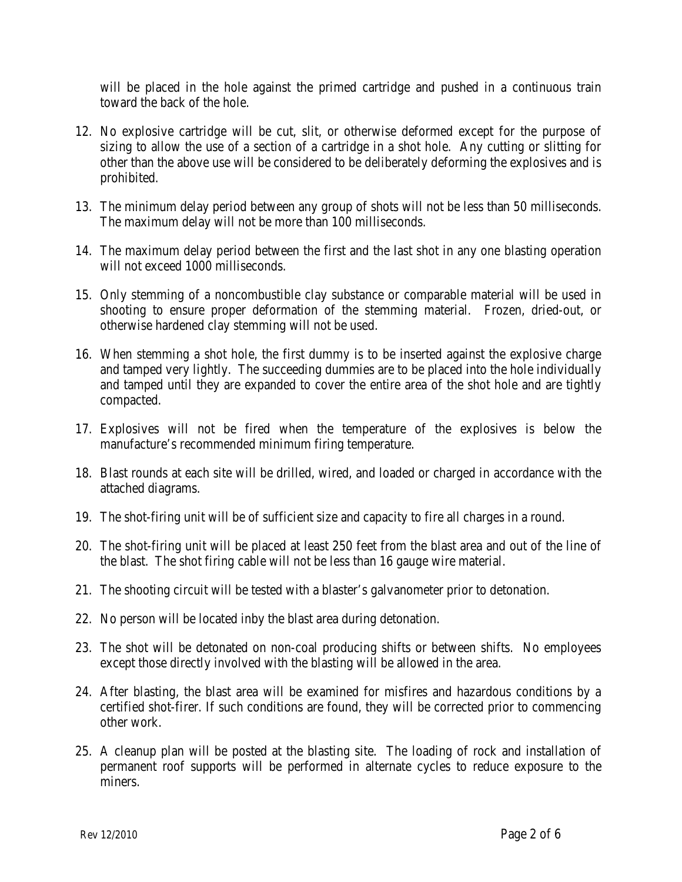will be placed in the hole against the primed cartridge and pushed in a continuous train toward the back of the hole.

12. No explosive cartridge will be cut, slit, or otherwise deformed except for the purpose of sizing to allow the use of a section of a cartridge in a shot hole. Any cutting or slitting for other than the above use will be considered to be deliberately deforming the explosives and is prohibited.

13. The minimum delay period between any group of shots will not be less than 50 milliseconds. The maximum delay will not be more than 100 milliseconds.

14. The maximum delay period between the first and the last shot in any one blasting operation will not exceed 1000 milliseconds.

15. Only stemming of a noncombustible clay substance or comparable material will be used in shooting to ensure proper deformation of the stemming material. Frozen, dried-out, or otherwise hardened clay stemming will not be used.

16. When stemming a shot hole, the first dummy is to be inserted against the explosive charge and tamped very lightly. The succeeding dummies are to be placed into the hole individually and tamped until they are expanded to cover the entire area of the shot hole and are tightly compacted.

17. Explosives will not be fired when the temperature of the explosives is below the manufacture's recommended minimum firing temperature.

18. Blast rounds at each site will be drilled, wired, and loaded or charged in accordance with the attached diagrams.

19. The shot-firing unit will be of sufficient size and capacity to fire all charges in a round.

20. The shot-firing unit will be placed at least 250 feet from the blast area and out of the line of the blast. The shot firing cable will not be less than 16 gauge wire material.

21. The shooting circuit will be tested with a blaster's galvanometer prior to detonation.

22. No person will be located inby the blast area during detonation.

23. The shot will be detonated on non-coal producing shifts or between shifts. No employees except those directly involved with the blasting will be allowed in the area.

24. After blasting, the blast area will be examined for misfires and hazardous conditions by a certified shot-firer. If such conditions are found, they will be corrected prior to commencing other work.

25. A cleanup plan will be posted at the blasting site. The loading of rock and installation of permanent roof supports will be performed in alternate cycles to reduce exposure to the miners.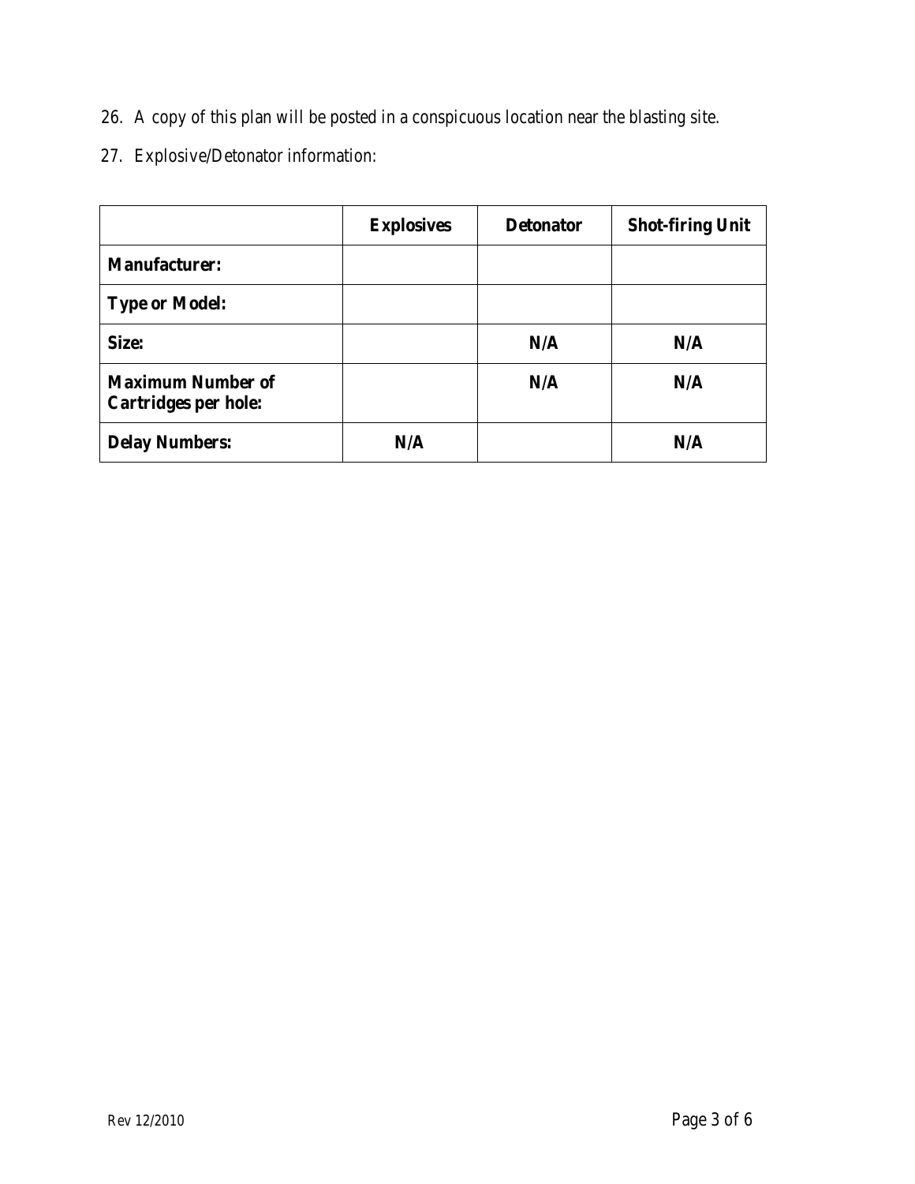26. A copy of this plan will be posted in a conspicuous location near the blasting site.

27. Explosive/Detonator information:

| | **Explosives** | **Detonator** | **Shot-firing Unit** |
|---|---|---|---|
| **Manufacturer:** | | | |
| **Type or Model:** | | | |
| **Size:** | | **N/A** | **N/A** |
| **Maximum Number of Cartridges per hole:** | | **N/A** | **N/A** |
| **Delay Numbers:** | **N/A** | | **N/A** |

Rev 12/2010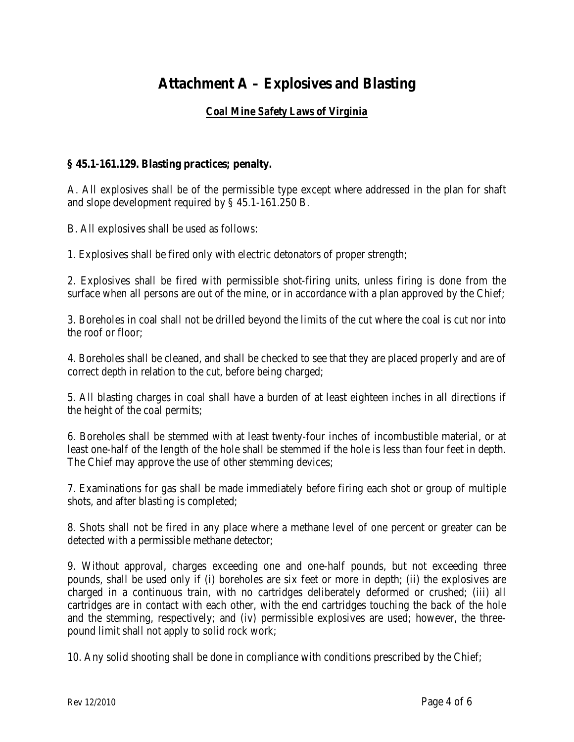# Attachment A – Explosives and Blasting

## *Coal Mine Safety Laws of Virginia*

### § 45.1-161.129. Blasting practices; penalty.

A. All explosives shall be of the permissible type except where addressed in the plan for shaft and slope development required by § 45.1-161.250 B.

B. All explosives shall be used as follows:

1. Explosives shall be fired only with electric detonators of proper strength;

2. Explosives shall be fired with permissible shot-firing units, unless firing is done from the surface when all persons are out of the mine, or in accordance with a plan approved by the Chief;

3. Boreholes in coal shall not be drilled beyond the limits of the cut where the coal is cut nor into the roof or floor;

4. Boreholes shall be cleaned, and shall be checked to see that they are placed properly and are of correct depth in relation to the cut, before being charged;

5. All blasting charges in coal shall have a burden of at least eighteen inches in all directions if the height of the coal permits;

6. Boreholes shall be stemmed with at least twenty-four inches of incombustible material, or at least one-half of the length of the hole shall be stemmed if the hole is less than four feet in depth. The Chief may approve the use of other stemming devices;

7. Examinations for gas shall be made immediately before firing each shot or group of multiple shots, and after blasting is completed;

8. Shots shall not be fired in any place where a methane level of one percent or greater can be detected with a permissible methane detector;

9. Without approval, charges exceeding one and one-half pounds, but not exceeding three pounds, shall be used only if (i) boreholes are six feet or more in depth; (ii) the explosives are charged in a continuous train, with no cartridges deliberately deformed or crushed; (iii) all cartridges are in contact with each other, with the end cartridges touching the back of the hole and the stemming, respectively; and (iv) permissible explosives are used; however, the three-pound limit shall not apply to solid rock work;

10. Any solid shooting shall be done in compliance with conditions prescribed by the Chief;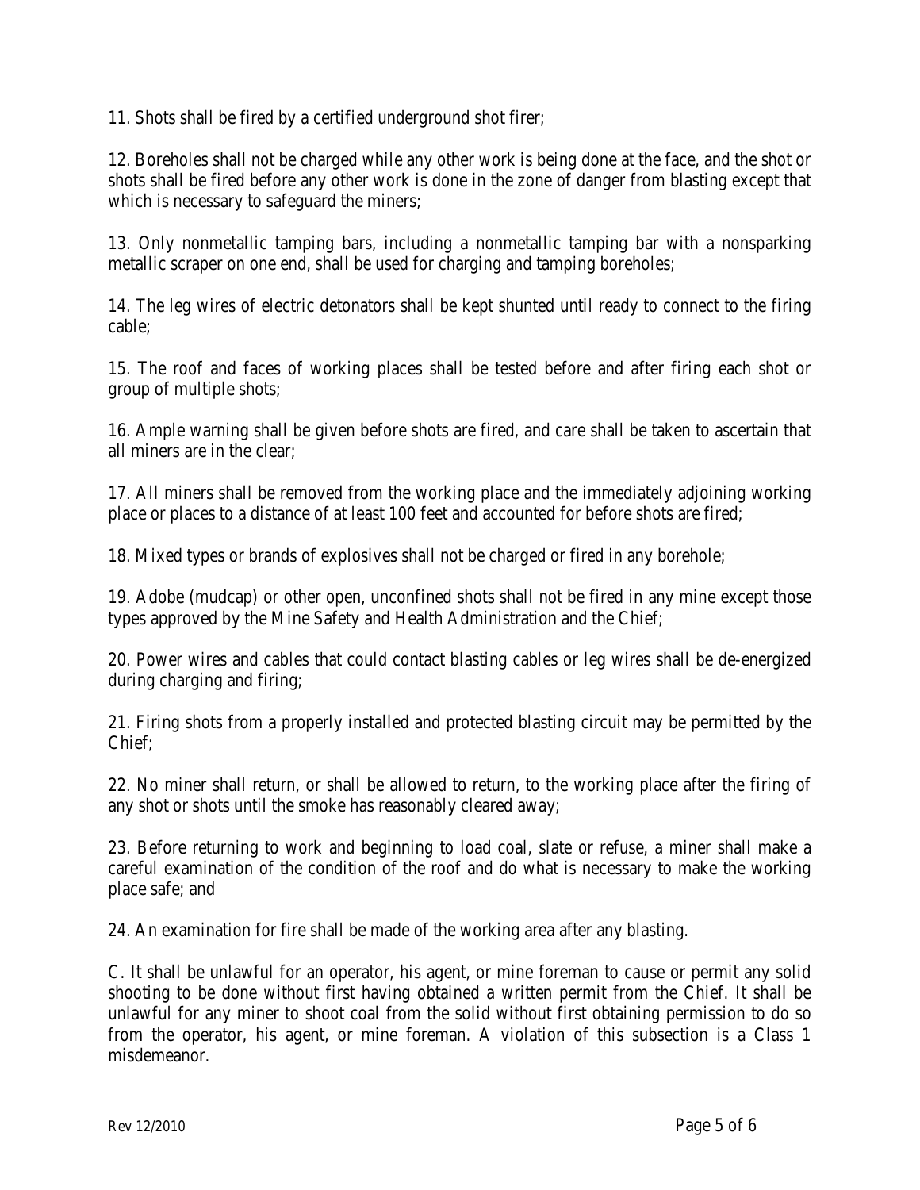11. Shots shall be fired by a certified underground shot firer;

12. Boreholes shall not be charged while any other work is being done at the face, and the shot or shots shall be fired before any other work is done in the zone of danger from blasting except that which is necessary to safeguard the miners;

13. Only nonmetallic tamping bars, including a nonmetallic tamping bar with a nonsparking metallic scraper on one end, shall be used for charging and tamping boreholes;

14. The leg wires of electric detonators shall be kept shunted until ready to connect to the firing cable;

15. The roof and faces of working places shall be tested before and after firing each shot or group of multiple shots;

16. Ample warning shall be given before shots are fired, and care shall be taken to ascertain that all miners are in the clear;

17. All miners shall be removed from the working place and the immediately adjoining working place or places to a distance of at least 100 feet and accounted for before shots are fired;

18. Mixed types or brands of explosives shall not be charged or fired in any borehole;

19. Adobe (mudcap) or other open, unconfined shots shall not be fired in any mine except those types approved by the Mine Safety and Health Administration and the Chief;

20. Power wires and cables that could contact blasting cables or leg wires shall be de-energized during charging and firing;

21. Firing shots from a properly installed and protected blasting circuit may be permitted by the Chief;

22. No miner shall return, or shall be allowed to return, to the working place after the firing of any shot or shots until the smoke has reasonably cleared away;

23. Before returning to work and beginning to load coal, slate or refuse, a miner shall make a careful examination of the condition of the roof and do what is necessary to make the working place safe; and

24. An examination for fire shall be made of the working area after any blasting.

C. It shall be unlawful for an operator, his agent, or mine foreman to cause or permit any solid shooting to be done without first having obtained a written permit from the Chief. It shall be unlawful for any miner to shoot coal from the solid without first obtaining permission to do so from the operator, his agent, or mine foreman. A violation of this subsection is a Class 1 misdemeanor.

Rev 12/2010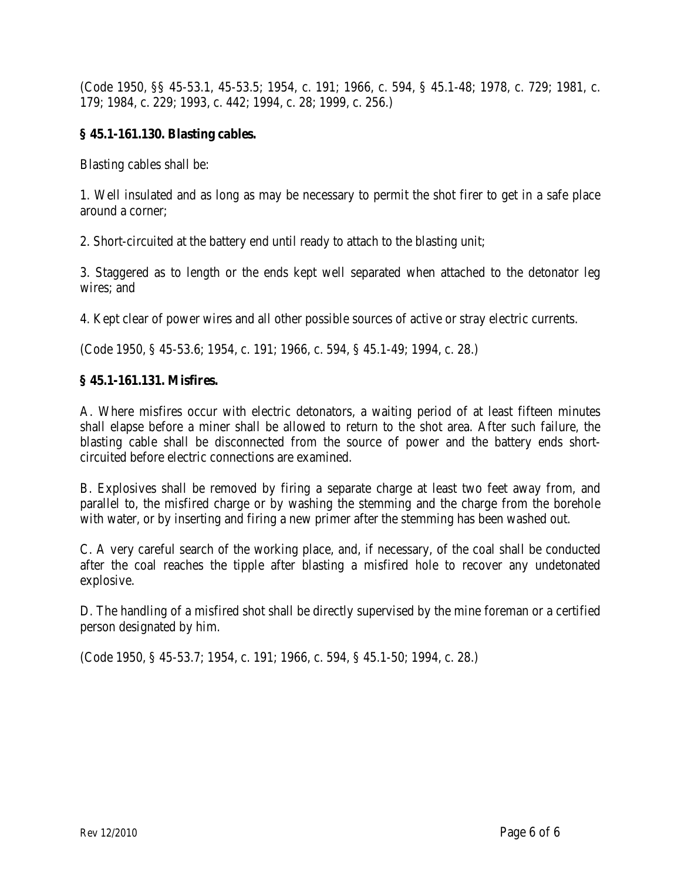(Code 1950, §§ 45-53.1, 45-53.5; 1954, c. 191; 1966, c. 594, § 45.1-48; 1978, c. 729; 1981, c. 179; 1984, c. 229; 1993, c. 442; 1994, c. 28; 1999, c. 256.)

**§ 45.1-161.130. Blasting cables.**

Blasting cables shall be:

1. Well insulated and as long as may be necessary to permit the shot firer to get in a safe place around a corner;

2. Short-circuited at the battery end until ready to attach to the blasting unit;

3. Staggered as to length or the ends kept well separated when attached to the detonator leg wires; and

4. Kept clear of power wires and all other possible sources of active or stray electric currents.

(Code 1950, § 45-53.6; 1954, c. 191; 1966, c. 594, § 45.1-49; 1994, c. 28.)

**§ 45.1-161.131. Misfires.**

A. Where misfires occur with electric detonators, a waiting period of at least fifteen minutes shall elapse before a miner shall be allowed to return to the shot area. After such failure, the blasting cable shall be disconnected from the source of power and the battery ends short-circuited before electric connections are examined.

B. Explosives shall be removed by firing a separate charge at least two feet away from, and parallel to, the misfired charge or by washing the stemming and the charge from the borehole with water, or by inserting and firing a new primer after the stemming has been washed out.

C. A very careful search of the working place, and, if necessary, of the coal shall be conducted after the coal reaches the tipple after blasting a misfired hole to recover any undetonated explosive.

D. The handling of a misfired shot shall be directly supervised by the mine foreman or a certified person designated by him.

(Code 1950, § 45-53.7; 1954, c. 191; 1966, c. 594, § 45.1-50; 1994, c. 28.)